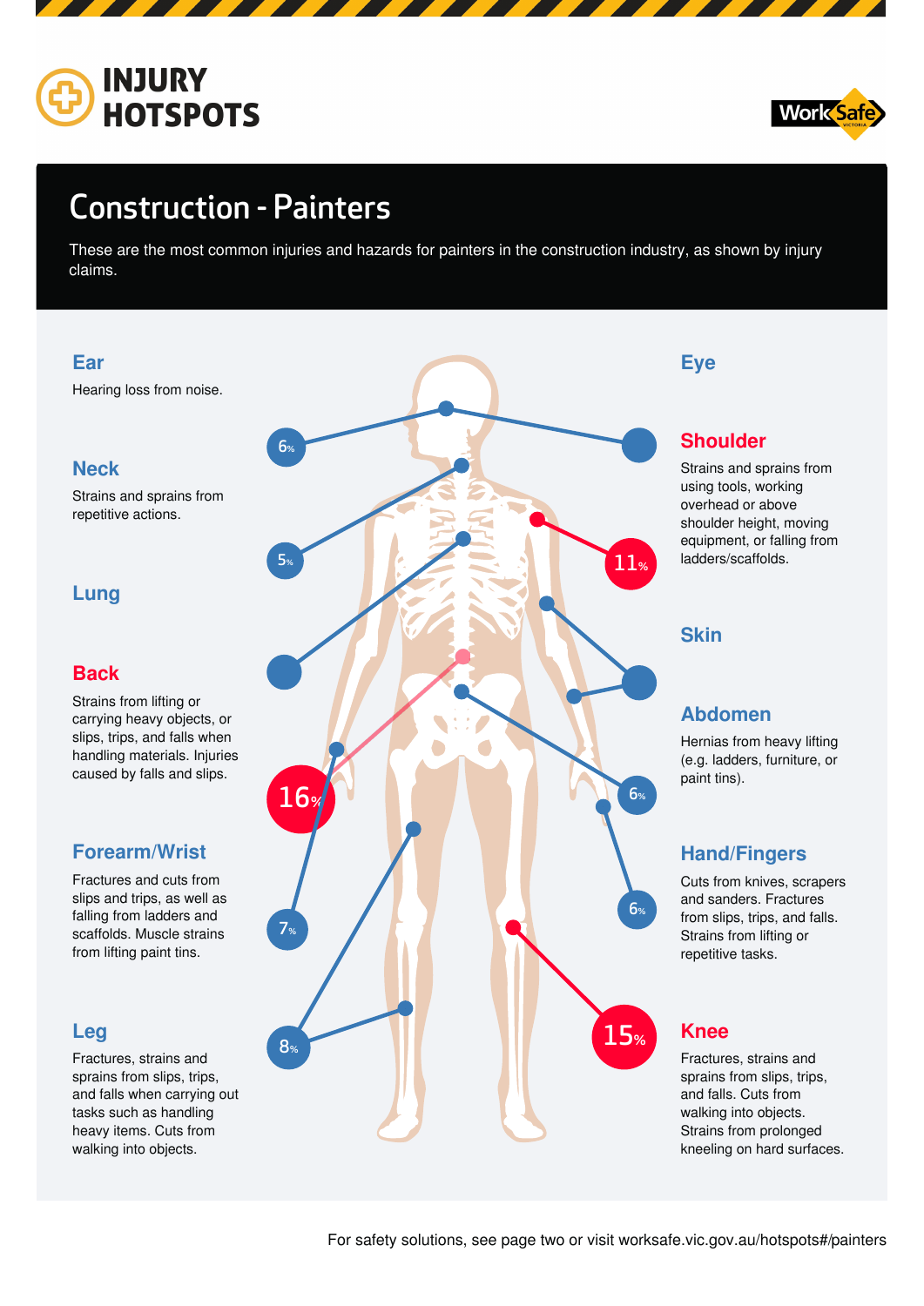# INJURY HOTSPOTS

## Construction - Painters

These are the most common injuries and hazards for painters in the construction industry, as shown by injury claims.

### Ear

6%

Hearing loss from noise.

### Eye

### Neck

5%

Strains and sprains from repetitive actions.

### Shoulder

11%

Strains and sprains from using tools, working overhead or above shoulder height, moving equipment, or falling from ladders/scaffolds.

### Lung

### Skin

### Back

16%

Strains from lifting or carrying heavy objects, or slips, trips, and falls when handling materials. Injuries caused by falls and slips.

### Abdomen

6%

Hernias from heavy lifting (e.g. ladders, furniture, or paint tins).

### Forearm/Wrist

7%

Fractures and cuts from slips and trips, as well as falling from ladders and scaffolds. Muscle strains from lifting paint tins.

### Hand/Fingers

6%

Cuts from knives, scrapers and sanders. Fractures from slips, trips, and falls. Strains from lifting or repetitive tasks.

### Leg

8%

Fractures, strains and sprains from slips, trips, and falls when carrying out tasks such as handling heavy items. Cuts from walking into objects.

### Knee

15%

Fractures, strains and sprains from slips, trips, and falls. Cuts from walking into objects. Strains from prolonged kneeling on hard surfaces.

For safety solutions, see page two or visit worksafe.vic.gov.au/hotspots#/painters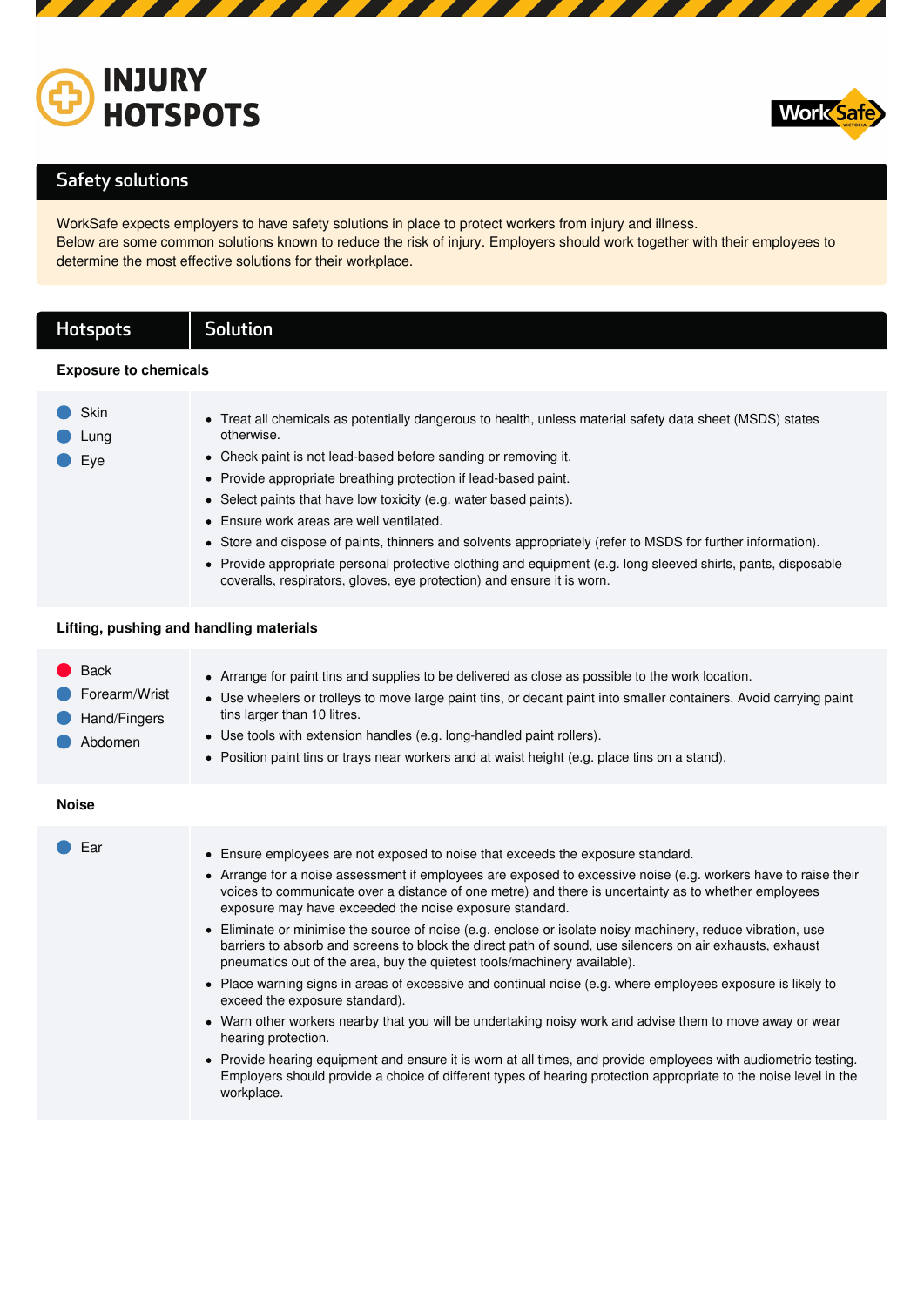# INJURY HOTSPOTS

## Safety solutions

WorkSafe expects employers to have safety solutions in place to protect workers from injury and illness.
Below are some common solutions known to reduce the risk of injury. Employers should work together with their employees to determine the most effective solutions for their workplace.

| Hotspots | Solution |
|---|---|
| **Exposure to chemicals** | |
| Skin<br>Lung<br>Eye | • Treat all chemicals as potentially dangerous to health, unless material safety data sheet (MSDS) states otherwise.<br>• Check paint is not lead-based before sanding or removing it.<br>• Provide appropriate breathing protection if lead-based paint.<br>• Select paints that have low toxicity (e.g. water based paints).<br>• Ensure work areas are well ventilated.<br>• Store and dispose of paints, thinners and solvents appropriately (refer to MSDS for further information).<br>• Provide appropriate personal protective clothing and equipment (e.g. long sleeved shirts, pants, disposable coveralls, respirators, gloves, eye protection) and ensure it is worn. |
| **Lifting, pushing and handling materials** | |
| Back<br>Forearm/Wrist<br>Hand/Fingers<br>Abdomen | • Arrange for paint tins and supplies to be delivered as close as possible to the work location.<br>• Use wheelers or trolleys to move large paint tins, or decant paint into smaller containers. Avoid carrying paint tins larger than 10 litres.<br>• Use tools with extension handles (e.g. long-handled paint rollers).<br>• Position paint tins or trays near workers and at waist height (e.g. place tins on a stand). |
| **Noise** | |
| Ear | • Ensure employees are not exposed to noise that exceeds the exposure standard.<br>• Arrange for a noise assessment if employees are exposed to excessive noise (e.g. workers have to raise their voices to communicate over a distance of one metre) and there is uncertainty as to whether employees exposure may have exceeded the noise exposure standard.<br>• Eliminate or minimise the source of noise (e.g. enclose or isolate noisy machinery, reduce vibration, use barriers to absorb and screens to block the direct path of sound, use silencers on air exhausts, exhaust pneumatics out of the area, buy the quietest tools/machinery available).<br>• Place warning signs in areas of excessive and continual noise (e.g. where employees exposure is likely to exceed the exposure standard).<br>• Warn other workers nearby that you will be undertaking noisy work and advise them to move away or wear hearing protection.<br>• Provide hearing equipment and ensure it is worn at all times, and provide employees with audiometric testing. Employers should provide a choice of different types of hearing protection appropriate to the noise level in the workplace. |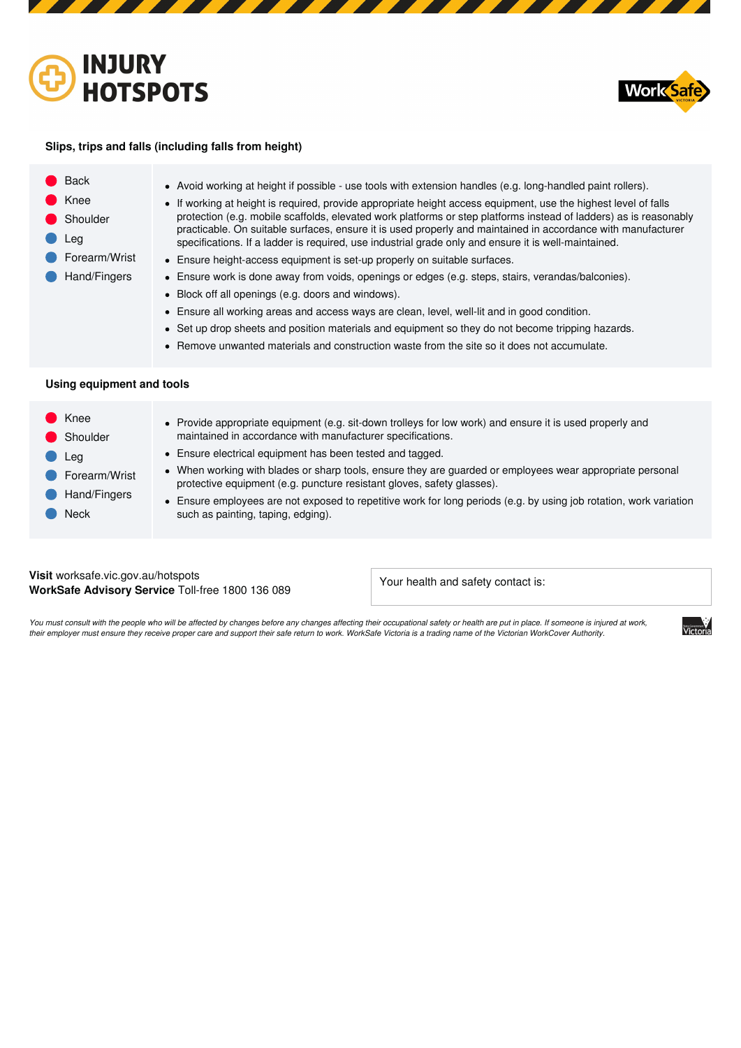# INJURY HOTSPOTS

WorkSafe

## Slips, trips and falls (including falls from height)

| | |
|---|---|
| Back<br>Knee<br>Shoulder<br>Leg<br>Forearm/Wrist<br>Hand/Fingers | • Avoid working at height if possible - use tools with extension handles (e.g. long-handled paint rollers).<br>• If working at height is required, provide appropriate height access equipment, use the highest level of falls protection (e.g. mobile scaffolds, elevated work platforms or step platforms instead of ladders) as is reasonably practicable. On suitable surfaces, ensure it is used properly and maintained in accordance with manufacturer specifications. If a ladder is required, use industrial grade only and ensure it is well-maintained.<br>• Ensure height-access equipment is set-up properly on suitable surfaces.<br>• Ensure work is done away from voids, openings or edges (e.g. steps, stairs, verandas/balconies).<br>• Block off all openings (e.g. doors and windows).<br>• Ensure all working areas and access ways are clean, level, well-lit and in good condition.<br>• Set up drop sheets and position materials and equipment so they do not become tripping hazards.<br>• Remove unwanted materials and construction waste from the site so it does not accumulate. |

## Using equipment and tools

| | |
|---|---|
| Knee<br>Shoulder<br>Leg<br>Forearm/Wrist<br>Hand/Fingers<br>Neck | • Provide appropriate equipment (e.g. sit-down trolleys for low work) and ensure it is used properly and maintained in accordance with manufacturer specifications.<br>• Ensure electrical equipment has been tested and tagged.<br>• When working with blades or sharp tools, ensure they are guarded or employees wear appropriate personal protective equipment (e.g. puncture resistant gloves, safety glasses).<br>• Ensure employees are not exposed to repetitive work for long periods (e.g. by using job rotation, work variation such as painting, taping, edging). |

**Visit** worksafe.vic.gov.au/hotspots
**WorkSafe Advisory Service** Toll-free 1800 136 089

Your health and safety contact is:

*You must consult with the people who will be affected by changes before any changes affecting their occupational safety or health are put in place. If someone is injured at work, their employer must ensure they receive proper care and support their safe return to work. WorkSafe Victoria is a trading name of the Victorian WorkCover Authority.*